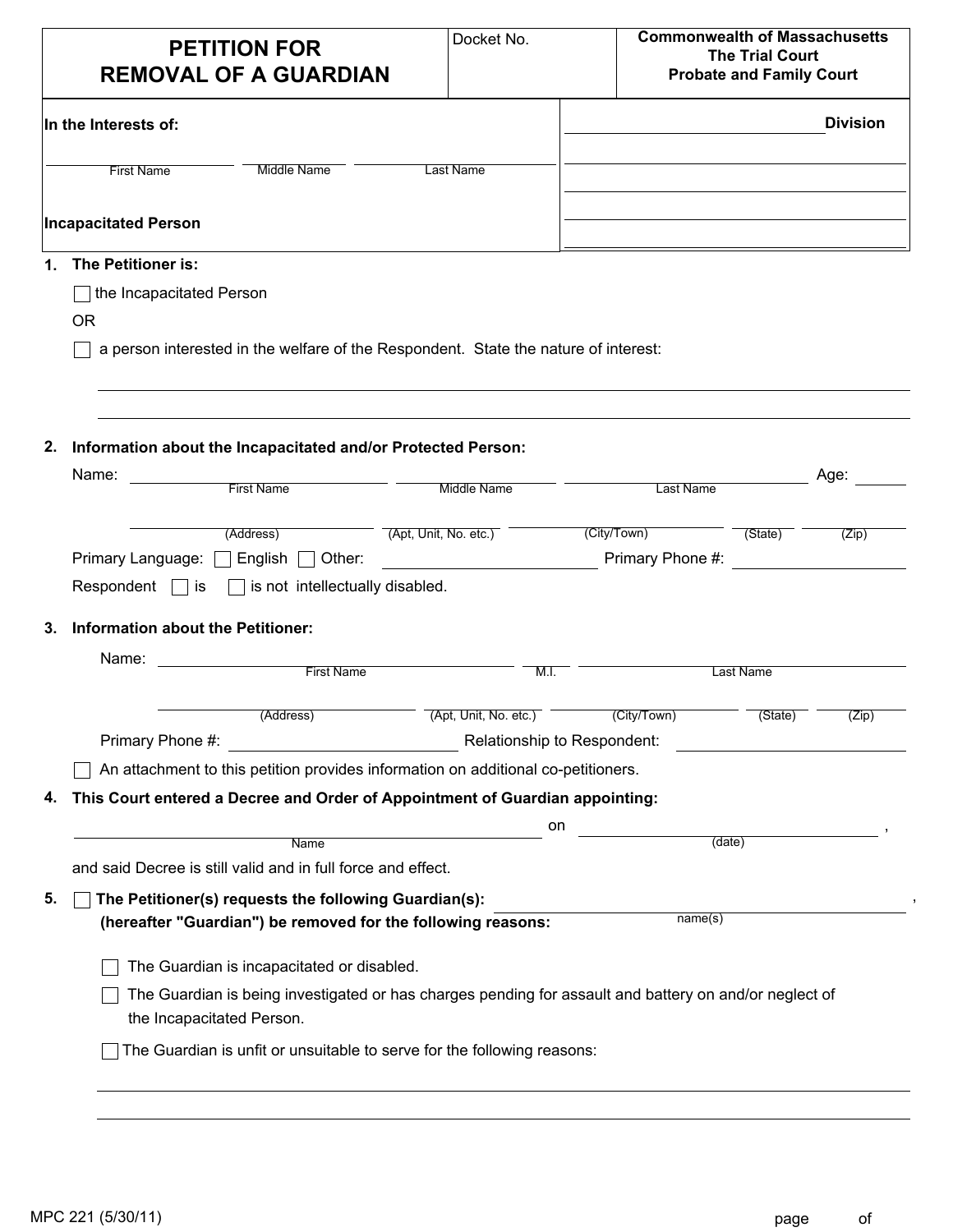# PETITION FOR REMOVAL OF A GUARDIAN

Docket No.

**Commonwealth of Massachusetts**
**The Trial Court**
**Probate and Family Court**

\_\_\_\_\_\_\_\_\_\_\_\_\_\_\_\_\_\_\_\_ **Division**

**In the Interests of:**

\_\_\_\_\_\_\_\_\_\_\_\_\_\_\_\_ \_\_\_\_\_\_\_\_\_\_\_\_\_\_\_\_ \_\_\_\_\_\_\_\_\_\_\_\_\_\_\_\_
First Name Middle Name Last Name

**Incapacitated Person**

**1. The Petitioner is:**

☐ the Incapacitated Person

OR

☐ a person interested in the welfare of the Respondent. State the nature of interest:

\_\_\_\_\_\_\_\_\_\_\_\_\_\_\_\_\_\_\_\_\_\_\_\_\_\_\_\_\_\_\_\_\_\_\_\_\_\_\_\_\_\_\_\_\_\_\_\_

\_\_\_\_\_\_\_\_\_\_\_\_\_\_\_\_\_\_\_\_\_\_\_\_\_\_\_\_\_\_\_\_\_\_\_\_\_\_\_\_\_\_\_\_\_\_\_\_

**2. Information about the Incapacitated and/or Protected Person:**

Name: \_\_\_\_\_\_\_\_\_\_\_\_\_\_\_\_ \_\_\_\_\_\_\_\_\_\_\_\_\_\_\_\_ \_\_\_\_\_\_\_\_\_\_\_\_\_\_\_\_ Age: \_\_\_\_\_\_
First Name Middle Name Last Name

\_\_\_\_\_\_\_\_\_\_\_\_\_\_\_\_ \_\_\_\_\_\_\_\_\_\_\_\_\_\_\_\_ \_\_\_\_\_\_\_\_\_\_\_\_\_\_\_\_ \_\_\_\_\_\_\_\_ \_\_\_\_\_\_\_\_
(Address) (Apt, Unit, No. etc.) (City/Town) (State) (Zip)

Primary Language: ☐ English ☐ Other: \_\_\_\_\_\_\_\_\_\_\_\_\_\_\_\_ Primary Phone #: \_\_\_\_\_\_\_\_\_\_\_\_\_\_\_\_

Respondent ☐ is ☐ is not intellectually disabled.

**3. Information about the Petitioner:**

Name: \_\_\_\_\_\_\_\_\_\_\_\_\_\_\_\_ \_\_\_\_\_\_ \_\_\_\_\_\_\_\_\_\_\_\_\_\_\_\_
First Name M.I. Last Name

\_\_\_\_\_\_\_\_\_\_\_\_\_\_\_\_ \_\_\_\_\_\_\_\_\_\_\_\_\_\_\_\_ \_\_\_\_\_\_\_\_\_\_\_\_\_\_\_\_ \_\_\_\_\_\_\_\_ \_\_\_\_\_\_\_\_
(Address) (Apt, Unit, No. etc.) (City/Town) (State) (Zip)

Primary Phone #: \_\_\_\_\_\_\_\_\_\_\_\_\_\_\_\_ Relationship to Respondent: \_\_\_\_\_\_\_\_\_\_\_\_\_\_\_\_

☐ An attachment to this petition provides information on additional co-petitioners.

**4. This Court entered a Decree and Order of Appointment of Guardian appointing:**

\_\_\_\_\_\_\_\_\_\_\_\_\_\_\_\_\_\_\_\_\_\_\_\_ on \_\_\_\_\_\_\_\_\_\_\_\_\_\_\_\_\_\_\_\_\_\_\_\_ ,
Name (date)

and said Decree is still valid and in full force and effect.

**5.** ☐ **The Petitioner(s) requests the following Guardian(s):** \_\_\_\_\_\_\_\_\_\_\_\_\_\_\_\_\_\_\_\_\_\_\_\_ ,
name(s)

**(hereafter "Guardian") be removed for the following reasons:**

☐ The Guardian is incapacitated or disabled.

☐ The Guardian is being investigated or has charges pending for assault and battery on and/or neglect of the Incapacitated Person.

☐ The Guardian is unfit or unsuitable to serve for the following reasons:

\_\_\_\_\_\_\_\_\_\_\_\_\_\_\_\_\_\_\_\_\_\_\_\_\_\_\_\_\_\_\_\_\_\_\_\_\_\_\_\_\_\_\_\_\_\_\_\_

\_\_\_\_\_\_\_\_\_\_\_\_\_\_\_\_\_\_\_\_\_\_\_\_\_\_\_\_\_\_\_\_\_\_\_\_\_\_\_\_\_\_\_\_\_\_\_\_

MPC 221 (5/30/11)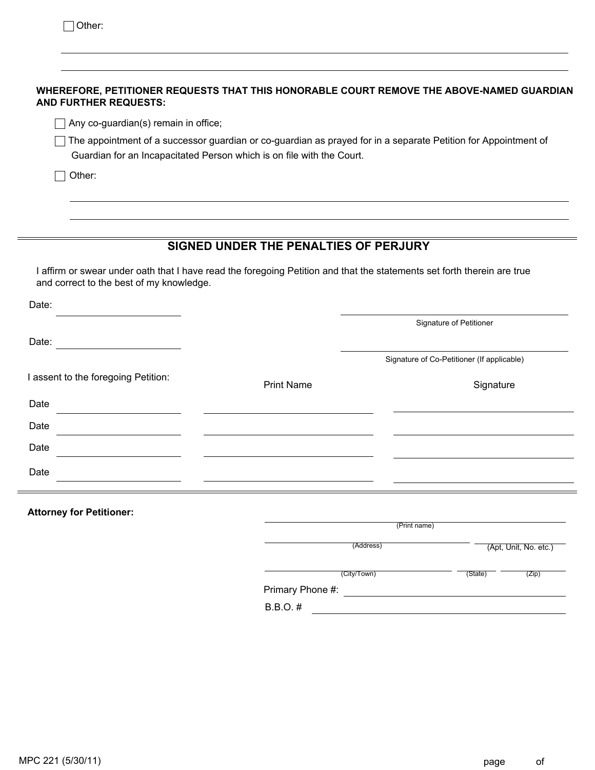☐ Other:

\_\_\_\_\_\_\_\_\_\_\_\_\_\_\_\_\_\_\_\_\_\_\_\_\_\_\_\_\_\_\_\_\_\_\_\_\_\_\_\_\_\_\_\_\_\_\_\_\_\_\_\_\_\_\_\_\_\_\_\_\_\_\_\_\_\_\_\_\_\_\_\_\_\_\_\_\_\_

\_\_\_\_\_\_\_\_\_\_\_\_\_\_\_\_\_\_\_\_\_\_\_\_\_\_\_\_\_\_\_\_\_\_\_\_\_\_\_\_\_\_\_\_\_\_\_\_\_\_\_\_\_\_\_\_\_\_\_\_\_\_\_\_\_\_\_\_\_\_\_\_\_\_\_\_\_\_

**WHEREFORE, PETITIONER REQUESTS THAT THIS HONORABLE COURT REMOVE THE ABOVE-NAMED GUARDIAN AND FURTHER REQUESTS:**

☐ Any co-guardian(s) remain in office;

☐ The appointment of a successor guardian or co-guardian as prayed for in a separate Petition for Appointment of Guardian for an Incapacitated Person which is on file with the Court.

☐ Other:

\_\_\_\_\_\_\_\_\_\_\_\_\_\_\_\_\_\_\_\_\_\_\_\_\_\_\_\_\_\_\_\_\_\_\_\_\_\_\_\_\_\_\_\_\_\_\_\_\_\_\_\_\_\_\_\_\_\_\_\_\_\_\_\_\_\_\_\_\_\_\_\_\_\_\_\_\_\_

\_\_\_\_\_\_\_\_\_\_\_\_\_\_\_\_\_\_\_\_\_\_\_\_\_\_\_\_\_\_\_\_\_\_\_\_\_\_\_\_\_\_\_\_\_\_\_\_\_\_\_\_\_\_\_\_\_\_\_\_\_\_\_\_\_\_\_\_\_\_\_\_\_\_\_\_\_\_

## SIGNED UNDER THE PENALTIES OF PERJURY

I affirm or swear under oath that I have read the foregoing Petition and that the statements set forth therein are true and correct to the best of my knowledge.

Date: \_\_\_\_\_\_\_\_\_\_\_\_\_\_\_\_\_\_\_\_ \_\_\_\_\_\_\_\_\_\_\_\_\_\_\_\_\_\_\_\_\_\_\_\_\_\_\_\_\_\_\_\_
Signature of Petitioner

Date: \_\_\_\_\_\_\_\_\_\_\_\_\_\_\_\_\_\_\_\_ \_\_\_\_\_\_\_\_\_\_\_\_\_\_\_\_\_\_\_\_\_\_\_\_\_\_\_\_\_\_\_\_
Signature of Co-Petitioner (If applicable)

I assent to the foregoing Petition:

| | Print Name | Signature |
|---|---|---|
| Date | | |
| Date | | |
| Date | | |
| Date | | |

**Attorney for Petitioner:**

\_\_\_\_\_\_\_\_\_\_\_\_\_\_\_\_\_\_\_\_\_\_\_\_\_\_\_\_\_\_\_\_
(Print name)

\_\_\_\_\_\_\_\_\_\_\_\_\_\_\_\_\_\_\_\_ \_\_\_\_\_\_\_\_\_\_\_\_
(Address) (Apt, Unit, No. etc.)

\_\_\_\_\_\_\_\_\_\_\_\_\_\_\_\_\_\_\_\_ \_\_\_\_\_\_ \_\_\_\_\_\_
(City/Town) (State) (Zip)

Primary Phone #: \_\_\_\_\_\_\_\_\_\_\_\_\_\_\_\_\_\_\_\_

B.B.O. # \_\_\_\_\_\_\_\_\_\_\_\_\_\_\_\_\_\_\_\_

MPC 221 (5/30/11)